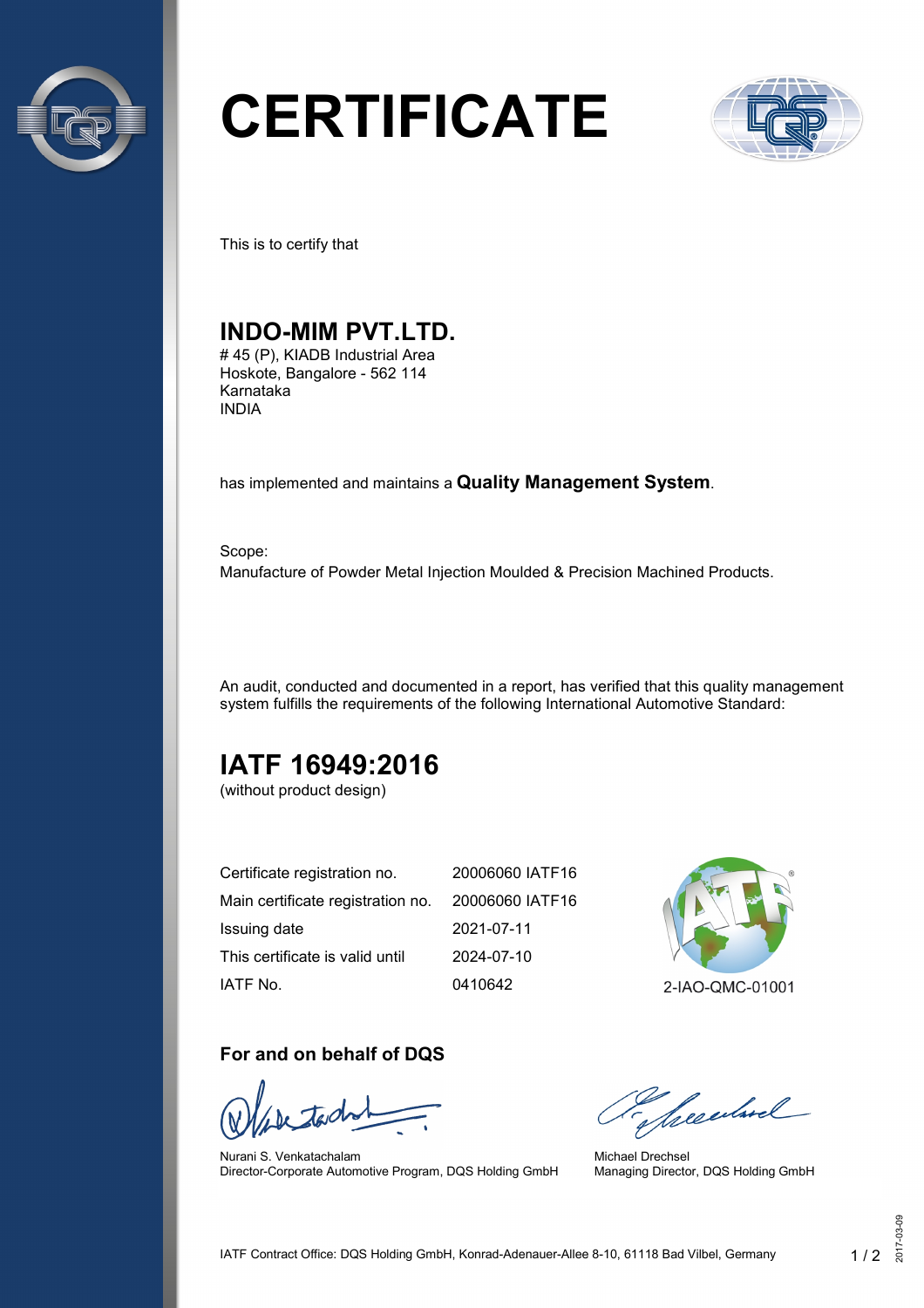# CERTIFICATE

This is to certify that

## INDO-MIM PVT.LTD.

# 45 (P), KIADB Industrial Area
Hoskote, Bangalore - 562 114
Karnataka
INDIA

has implemented and maintains a **Quality Management System**.

Scope:
Manufacture of Powder Metal Injection Moulded & Precision Machined Products.

An audit, conducted and documented in a report, has verified that this quality management system fulfills the requirements of the following International Automotive Standard:

## IATF 16949:2016

(without product design)

| | |
|---|---|
| Certificate registration no. | 20006060 IATF16 |
| Main certificate registration no. | 20006060 IATF16 |
| Issuing date | 2021-07-11 |
| This certificate is valid until | 2024-07-10 |
| IATF No. | 0410642 |

2-IAO-QMC-01001

### For and on behalf of DQS

Nurani S. Venkatachalam
Director-Corporate Automotive Program, DQS Holding GmbH

Michael Drechsel
Managing Director, DQS Holding GmbH

IATF Contract Office: DQS Holding GmbH, Konrad-Adenauer-Allee 8-10, 61118 Bad Vilbel, Germany

2017-03-09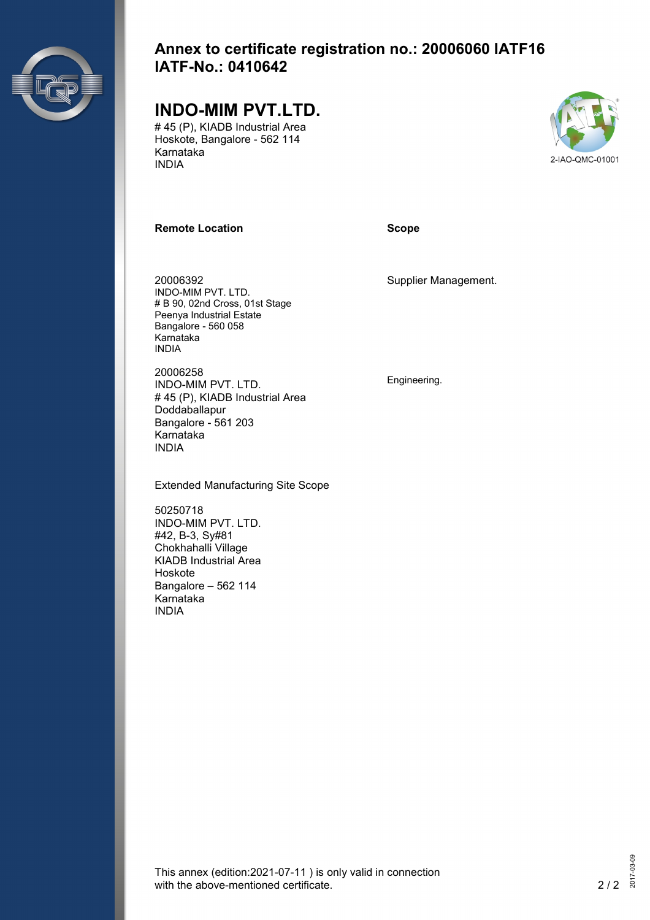# Annex to certificate registration no.: 20006060 IATF16
# IATF-No.: 0410642

## INDO-MIM PVT.LTD.

# 45 (P), KIADB Industrial Area
Hoskote, Bangalore - 562 114
Karnataka
INDIA

2-IAO-QMC-01001

| Remote Location | Scope |
| --- | --- |
| 20006392<br>INDO-MIM PVT. LTD.<br># B 90, 02nd Cross, 01st Stage<br>Peenya Industrial Estate<br>Bangalore - 560 058<br>Karnataka<br>INDIA | Supplier Management. |
| 20006258<br>INDO-MIM PVT. LTD.<br># 45 (P), KIADB Industrial Area<br>Doddaballapur<br>Bangalore - 561 203<br>Karnataka<br>INDIA | Engineering. |

Extended Manufacturing Site Scope

50250718
INDO-MIM PVT. LTD.
#42, B-3, Sy#81
Chokhahalli Village
KIADB Industrial Area
Hoskote
Bangalore – 562 114
Karnataka
INDIA

This annex (edition:2021-07-11 ) is only valid in connection with the above-mentioned certificate.